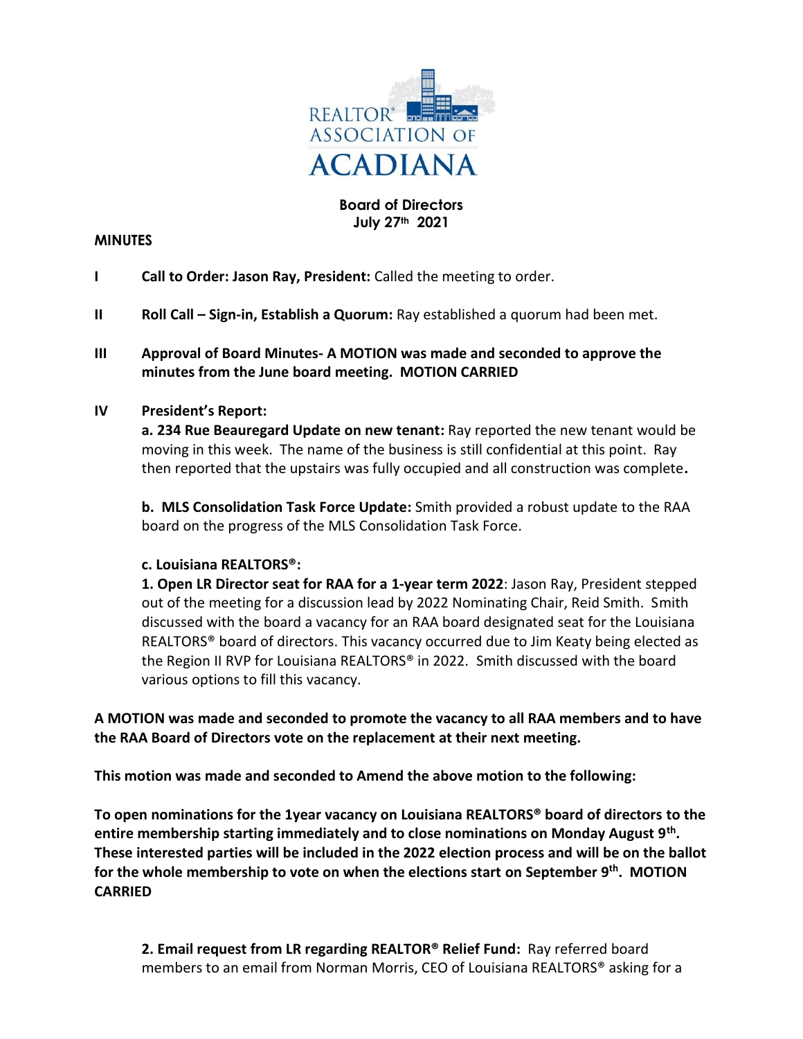REALTOR® ASSOCIATION OF ACADIANA

**Board of Directors**
**July 27th 2021**

**MINUTES**

**I** **Call to Order: Jason Ray, President:** Called the meeting to order.

**II** **Roll Call – Sign-in, Establish a Quorum:** Ray established a quorum had been met.

**III** **Approval of Board Minutes- A MOTION was made and seconded to approve the minutes from the June board meeting. MOTION CARRIED**

**IV** **President's Report:**

**a. 234 Rue Beauregard Update on new tenant:** Ray reported the new tenant would be moving in this week. The name of the business is still confidential at this point. Ray then reported that the upstairs was fully occupied and all construction was complete**.**

**b. MLS Consolidation Task Force Update:** Smith provided a robust update to the RAA board on the progress of the MLS Consolidation Task Force.

**c. Louisiana REALTORS®:**

**1. Open LR Director seat for RAA for a 1-year term 2022**: Jason Ray, President stepped out of the meeting for a discussion lead by 2022 Nominating Chair, Reid Smith. Smith discussed with the board a vacancy for an RAA board designated seat for the Louisiana REALTORS® board of directors. This vacancy occurred due to Jim Keaty being elected as the Region II RVP for Louisiana REALTORS® in 2022. Smith discussed with the board various options to fill this vacancy.

**A MOTION was made and seconded to promote the vacancy to all RAA members and to have the RAA Board of Directors vote on the replacement at their next meeting.**

**This motion was made and seconded to Amend the above motion to the following:**

**To open nominations for the 1year vacancy on Louisiana REALTORS® board of directors to the entire membership starting immediately and to close nominations on Monday August 9th. These interested parties will be included in the 2022 election process and will be on the ballot for the whole membership to vote on when the elections start on September 9th. MOTION CARRIED**

**2. Email request from LR regarding REALTOR® Relief Fund:** Ray referred board members to an email from Norman Morris, CEO of Louisiana REALTORS® asking for a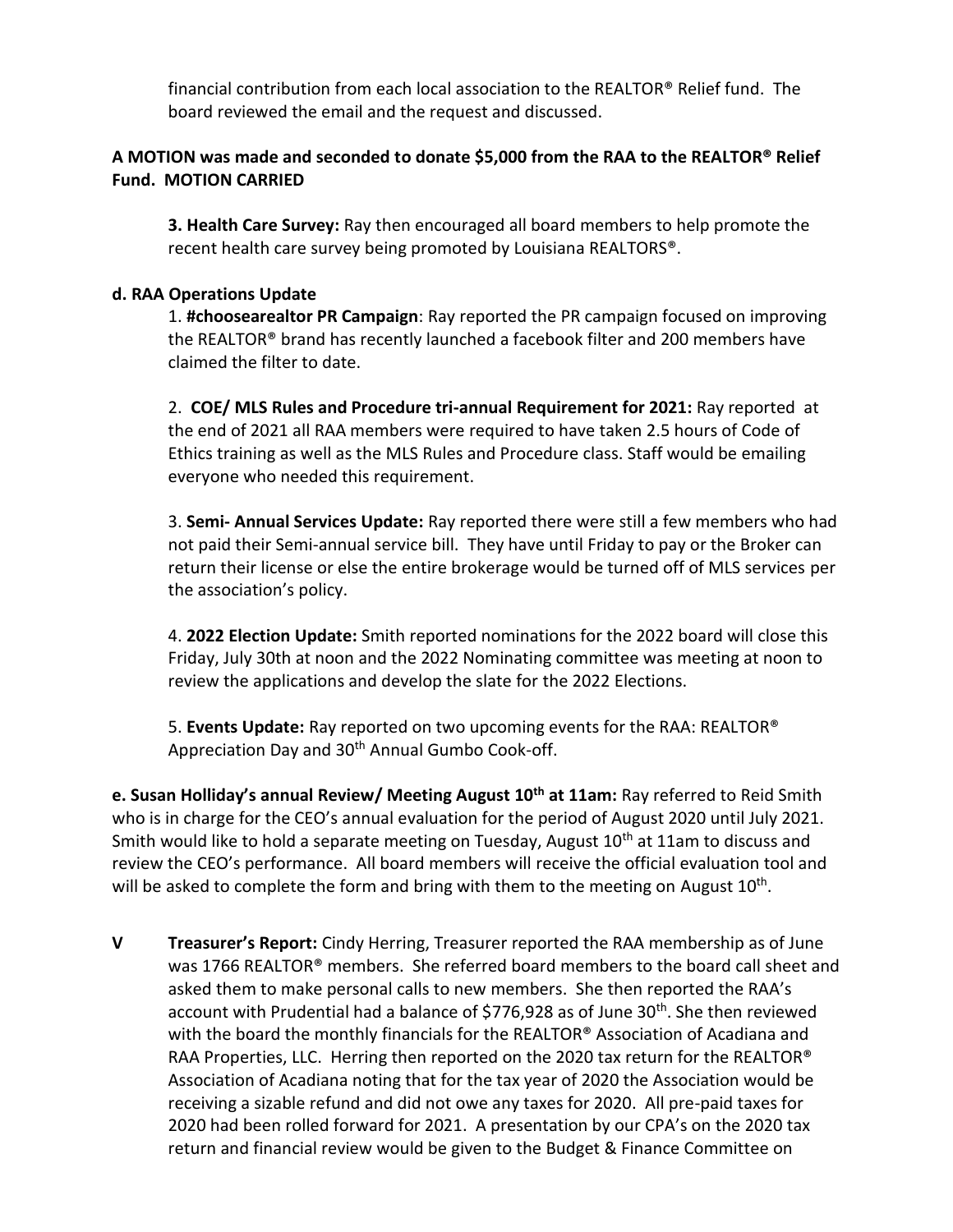financial contribution from each local association to the REALTOR® Relief fund. The board reviewed the email and the request and discussed.

**A MOTION was made and seconded to donate $5,000 from the RAA to the REALTOR® Relief Fund. MOTION CARRIED**

**3. Health Care Survey:** Ray then encouraged all board members to help promote the recent health care survey being promoted by Louisiana REALTORS®.

**d. RAA Operations Update**

1. **#choosearealtor PR Campaign**: Ray reported the PR campaign focused on improving the REALTOR® brand has recently launched a facebook filter and 200 members have claimed the filter to date.

2. **COE/ MLS Rules and Procedure tri-annual Requirement for 2021:** Ray reported at the end of 2021 all RAA members were required to have taken 2.5 hours of Code of Ethics training as well as the MLS Rules and Procedure class. Staff would be emailing everyone who needed this requirement.

3. **Semi- Annual Services Update:** Ray reported there were still a few members who had not paid their Semi-annual service bill. They have until Friday to pay or the Broker can return their license or else the entire brokerage would be turned off of MLS services per the association's policy.

4. **2022 Election Update:** Smith reported nominations for the 2022 board will close this Friday, July 30th at noon and the 2022 Nominating committee was meeting at noon to review the applications and develop the slate for the 2022 Elections.

5. **Events Update:** Ray reported on two upcoming events for the RAA: REALTOR® Appreciation Day and 30th Annual Gumbo Cook-off.

**e. Susan Holliday's annual Review/ Meeting August 10th at 11am:** Ray referred to Reid Smith who is in charge for the CEO's annual evaluation for the period of August 2020 until July 2021. Smith would like to hold a separate meeting on Tuesday, August 10th at 11am to discuss and review the CEO's performance. All board members will receive the official evaluation tool and will be asked to complete the form and bring with them to the meeting on August 10th.

**V Treasurer's Report:** Cindy Herring, Treasurer reported the RAA membership as of June was 1766 REALTOR® members. She referred board members to the board call sheet and asked them to make personal calls to new members. She then reported the RAA's account with Prudential had a balance of $776,928 as of June 30th. She then reviewed with the board the monthly financials for the REALTOR® Association of Acadiana and RAA Properties, LLC. Herring then reported on the 2020 tax return for the REALTOR® Association of Acadiana noting that for the tax year of 2020 the Association would be receiving a sizable refund and did not owe any taxes for 2020. All pre-paid taxes for 2020 had been rolled forward for 2021. A presentation by our CPA's on the 2020 tax return and financial review would be given to the Budget & Finance Committee on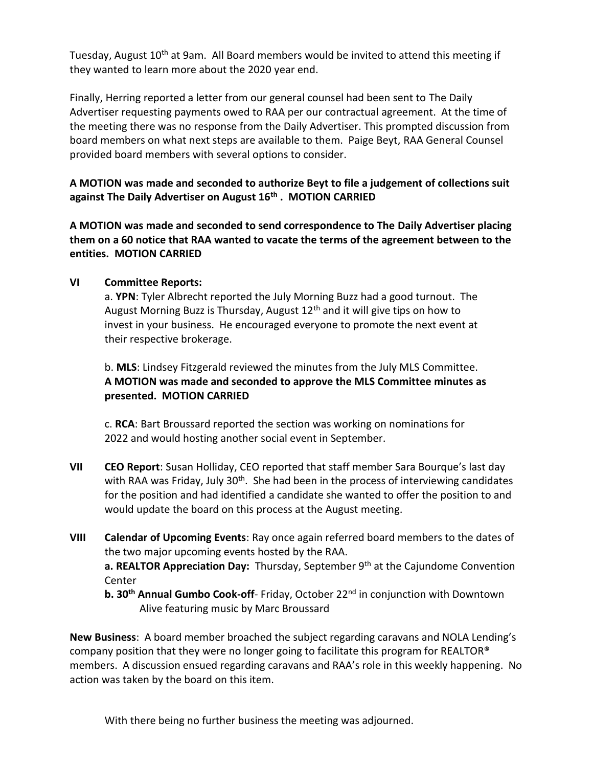Tuesday, August 10th at 9am. All Board members would be invited to attend this meeting if they wanted to learn more about the 2020 year end.

Finally, Herring reported a letter from our general counsel had been sent to The Daily Advertiser requesting payments owed to RAA per our contractual agreement. At the time of the meeting there was no response from the Daily Advertiser. This prompted discussion from board members on what next steps are available to them. Paige Beyt, RAA General Counsel provided board members with several options to consider.

**A MOTION was made and seconded to authorize Beyt to file a judgement of collections suit against The Daily Advertiser on August 16th . MOTION CARRIED**

**A MOTION was made and seconded to send correspondence to The Daily Advertiser placing them on a 60 notice that RAA wanted to vacate the terms of the agreement between to the entities. MOTION CARRIED**

**VI Committee Reports:**

a. **YPN**: Tyler Albrecht reported the July Morning Buzz had a good turnout. The August Morning Buzz is Thursday, August 12th and it will give tips on how to invest in your business. He encouraged everyone to promote the next event at their respective brokerage.

b. **MLS**: Lindsey Fitzgerald reviewed the minutes from the July MLS Committee. **A MOTION was made and seconded to approve the MLS Committee minutes as presented. MOTION CARRIED**

c. **RCA**: Bart Broussard reported the section was working on nominations for 2022 and would hosting another social event in September.

**VII CEO Report**: Susan Holliday, CEO reported that staff member Sara Bourque's last day with RAA was Friday, July 30th. She had been in the process of interviewing candidates for the position and had identified a candidate she wanted to offer the position to and would update the board on this process at the August meeting.

**VIII Calendar of Upcoming Events**: Ray once again referred board members to the dates of the two major upcoming events hosted by the RAA.

**a. REALTOR Appreciation Day:** Thursday, September 9th at the Cajundome Convention Center

**b. 30th Annual Gumbo Cook-off**- Friday, October 22nd in conjunction with Downtown Alive featuring music by Marc Broussard

**New Business**: A board member broached the subject regarding caravans and NOLA Lending's company position that they were no longer going to facilitate this program for REALTOR® members. A discussion ensued regarding caravans and RAA's role in this weekly happening. No action was taken by the board on this item.

With there being no further business the meeting was adjourned.